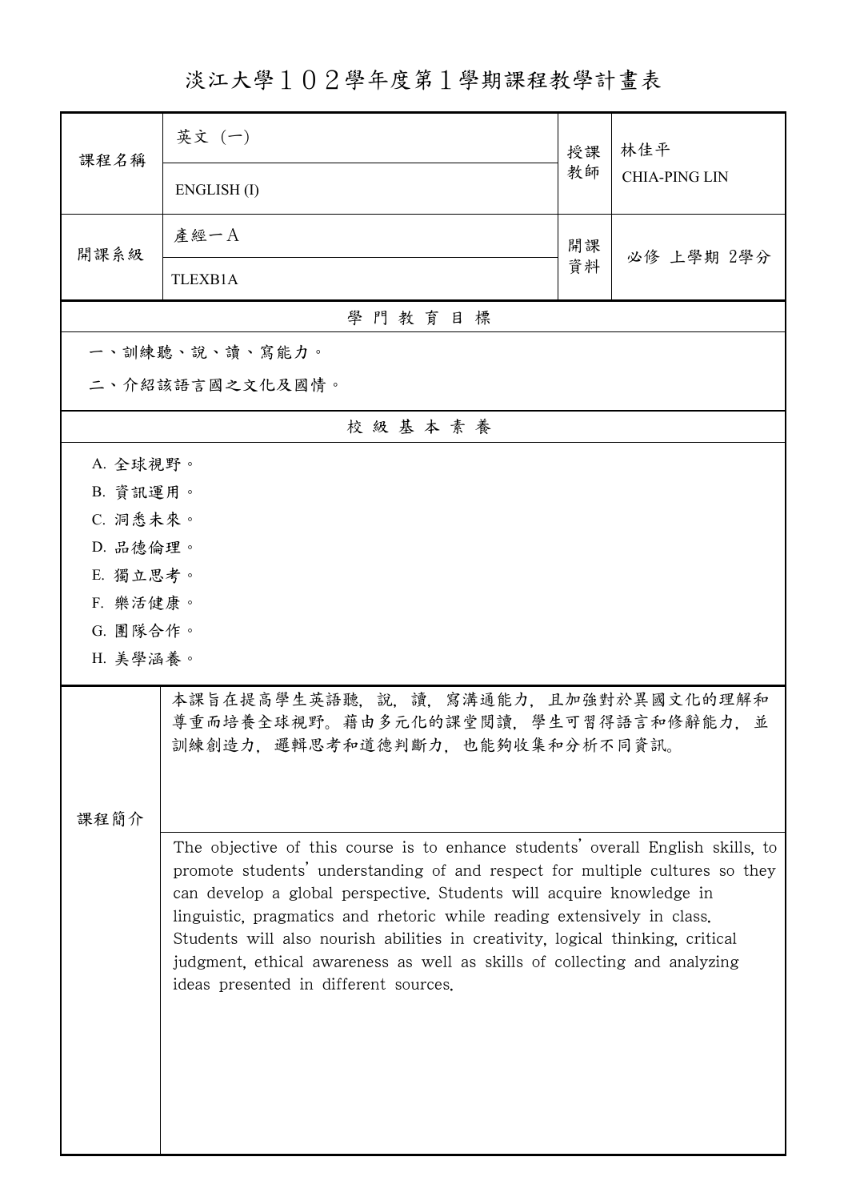# 淡江大學１０２學年度第１學期課程教學計畫表

| 課程名稱 | 英文（一）<br>ENGLISH (I) | 授課教師 | 林佳平<br>CHIA-PING LIN |
|---|---|---|---|
| 開課系級 | 產經一A<br>TLEXB1A | 開課資料 | 必修 上學期 2學分 |

## 學 門 教 育 目 標

一、訓練聽、說、讀、寫能力。

二、介紹該語言國之文化及國情。

## 校 級 基 本 素 養

A. 全球視野。

B. 資訊運用。

C. 洞悉未來。

D. 品德倫理。

E. 獨立思考。

F. 樂活健康。

G. 團隊合作。

H. 美學涵養。

## 課程簡介

本課旨在提高學生英語聽，說，讀，寫溝通能力，且加強對於異國文化的理解和尊重而培養全球視野。藉由多元化的課堂閱讀，學生可習得語言和修辭能力，並訓練創造力，邏輯思考和道德判斷力，也能夠收集和分析不同資訊。

The objective of this course is to enhance students' overall English skills, to promote students' understanding of and respect for multiple cultures so they can develop a global perspective. Students will acquire knowledge in linguistic, pragmatics and rhetoric while reading extensively in class. Students will also nourish abilities in creativity, logical thinking, critical judgment, ethical awareness as well as skills of collecting and analyzing ideas presented in different sources.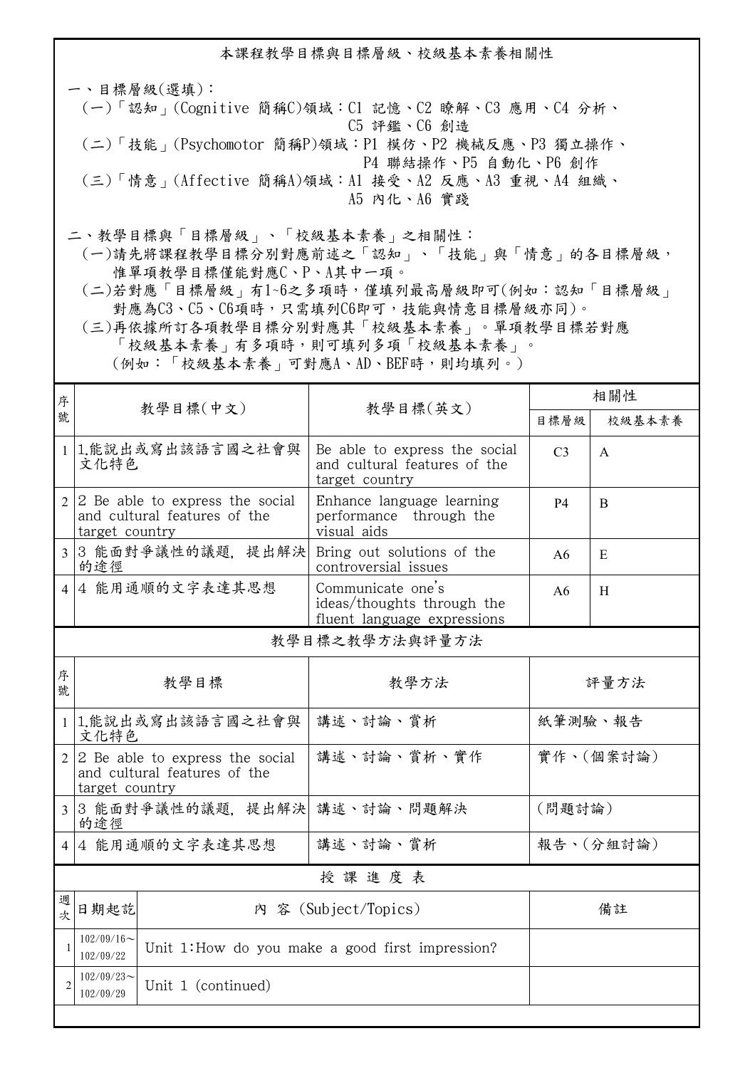## 本課程教學目標與目標層級、校級基本素養相關性

一、目標層級(選填)：

(一)「認知」(Cognitive 簡稱C)領域：C1 記憶、C2 瞭解、C3 應用、C4 分析、C5 評鑑、C6 創造

(二)「技能」(Psychomotor 簡稱P)領域：P1 模仿、P2 機械反應、P3 獨立操作、P4 聯結操作、P5 自動化、P6 創作

(三)「情意」(Affective 簡稱A)領域：A1 接受、A2 反應、A3 重視、A4 組織、A5 內化、A6 實踐

二、教學目標與「目標層級」、「校級基本素養」之相關性：

(一)請先將課程教學目標分別對應前述之「認知」、「技能」與「情意」的各目標層級，惟單項教學目標僅能對應C、P、A其中一項。

(二)若對應「目標層級」有1~6之多項時，僅填列最高層級即可(例如：認知「目標層級」對應為C3、C5、C6項時，只需填列C6即可，技能與情意目標層級亦同)。

(三)再依據所訂各項教學目標分別對應其「校級基本素養」。單項教學目標若對應「校級基本素養」有多項時，則可填列多項「校級基本素養」。(例如：「校級基本素養」可對應A、AD、BEF時，則均填列。)

| 序號 | 教學目標(中文) | 教學目標(英文) | 相關性 | |
|---|---|---|---|---|
| | | | 目標層級 | 校級基本素養 |
| 1 | 1.能說出或寫出該語言國之社會與文化特色 | Be able to express the social and cultural features of the target country | C3 | A |
| 2 | 2 Be able to express the social and cultural features of the target country | Enhance language learning performance through the visual aids | P4 | B |
| 3 | 3 能面對爭議性的議題，提出解決的途徑 | Bring out solutions of the controversial issues | A6 | E |
| 4 | 4 能用通順的文字表達其思想 | Communicate one's ideas/thoughts through the fluent language expressions | A6 | H |

## 教學目標之教學方法與評量方法

| 序號 | 教學目標 | 教學方法 | 評量方法 |
|---|---|---|---|
| 1 | 1.能說出或寫出該語言國之社會與文化特色 | 講述、討論、賞析 | 紙筆測驗、報告 |
| 2 | 2 Be able to express the social and cultural features of the target country | 講述、討論、賞析、實作 | 實作、(個案討論) |
| 3 | 3 能面對爭議性的議題，提出解決的途徑 | 講述、討論、問題解決 | (問題討論) |
| 4 | 4 能用通順的文字表達其思想 | 講述、討論、賞析 | 報告、(分組討論) |

## 授 課 進 度 表

| 週次 | 日期起訖 | 內 容 (Subject/Topics) | 備註 |
|---|---|---|---|
| 1 | 102/09/16～102/09/22 | Unit 1:How do you make a good first impression? | |
| 2 | 102/09/23～102/09/29 | Unit 1 (continued) | |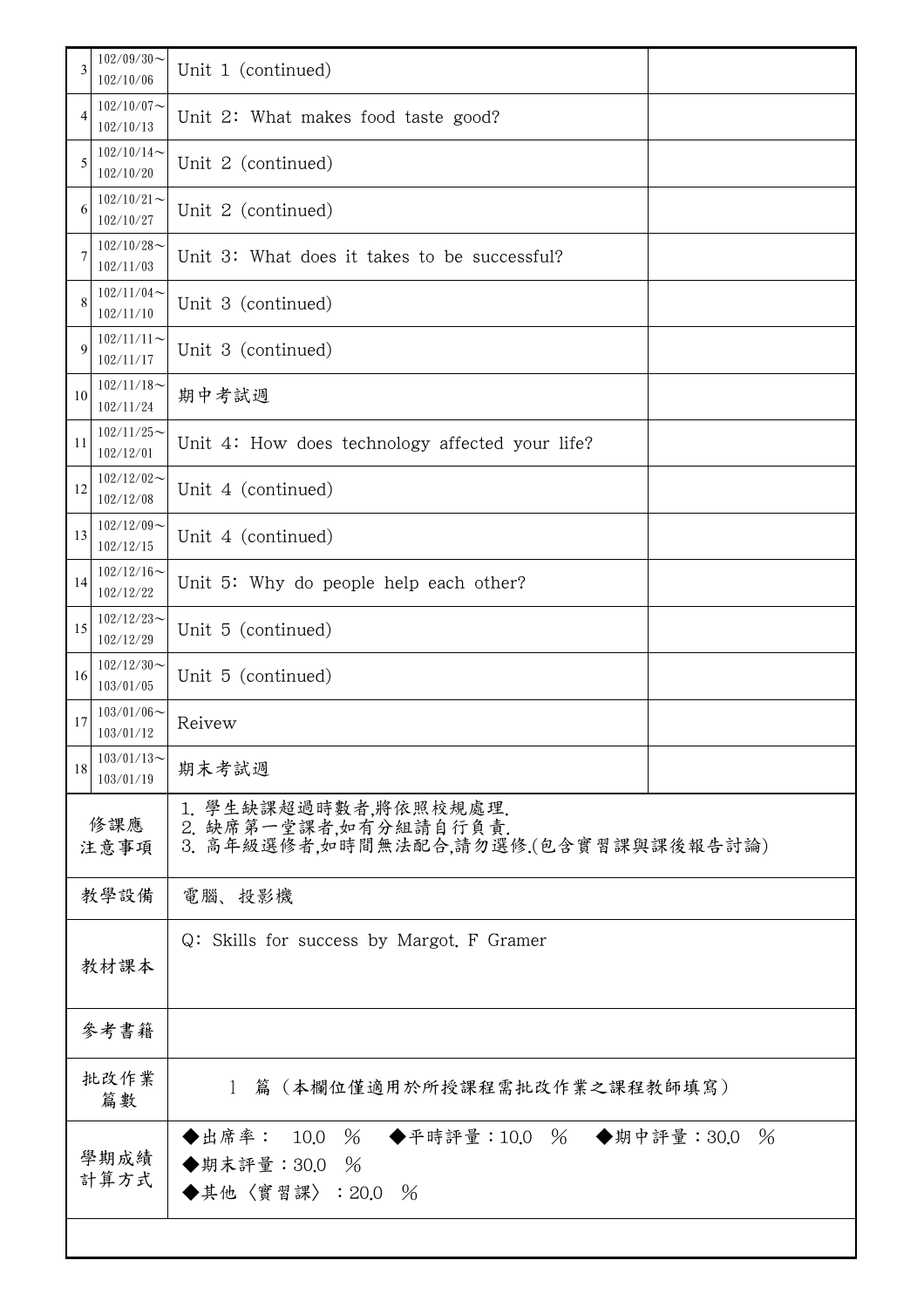| | | | |
|---|---|---|---|
| 3 | 102/09/30～102/10/06 | Unit 1 (continued) | |
| 4 | 102/10/07～102/10/13 | Unit 2: What makes food taste good? | |
| 5 | 102/10/14～102/10/20 | Unit 2 (continued) | |
| 6 | 102/10/21～102/10/27 | Unit 2 (continued) | |
| 7 | 102/10/28～102/11/03 | Unit 3: What does it takes to be successful? | |
| 8 | 102/11/04～102/11/10 | Unit 3 (continued) | |
| 9 | 102/11/11～102/11/17 | Unit 3 (continued) | |
| 10 | 102/11/18～102/11/24 | 期中考試週 | |
| 11 | 102/11/25～102/12/01 | Unit 4: How does technology affected your life? | |
| 12 | 102/12/02～102/12/08 | Unit 4 (continued) | |
| 13 | 102/12/09～102/12/15 | Unit 4 (continued) | |
| 14 | 102/12/16～102/12/22 | Unit 5: Why do people help each other? | |
| 15 | 102/12/23～102/12/29 | Unit 5 (continued) | |
| 16 | 102/12/30～103/01/05 | Unit 5 (continued) | |
| 17 | 103/01/06～103/01/12 | Reivew | |
| 18 | 103/01/13～103/01/19 | 期末考試週 | |

| | |
|---|---|
| 修課應注意事項 | 1. 學生缺課超過時數者,將依照校規處理.<br>2. 缺席第一堂課者,如有分組請自行負責.<br>3. 高年級選修者,如時間無法配合,請勿選修.(包含實習課與課後報告討論) |
| 教學設備 | 電腦、投影機 |
| 教材課本 | Q: Skills for success by Margot. F Gramer |
| 參考書籍 | |
| 批改作業篇數 | 1 篇（本欄位僅適用於所授課程需批改作業之課程教師填寫） |
| 學期成績計算方式 | ◆出席率： 10.0 ％ ◆平時評量：10.0 ％ ◆期中評量：30.0 ％<br>◆期末評量：30.0 ％<br>◆其他〈實習課〉：20.0 ％ |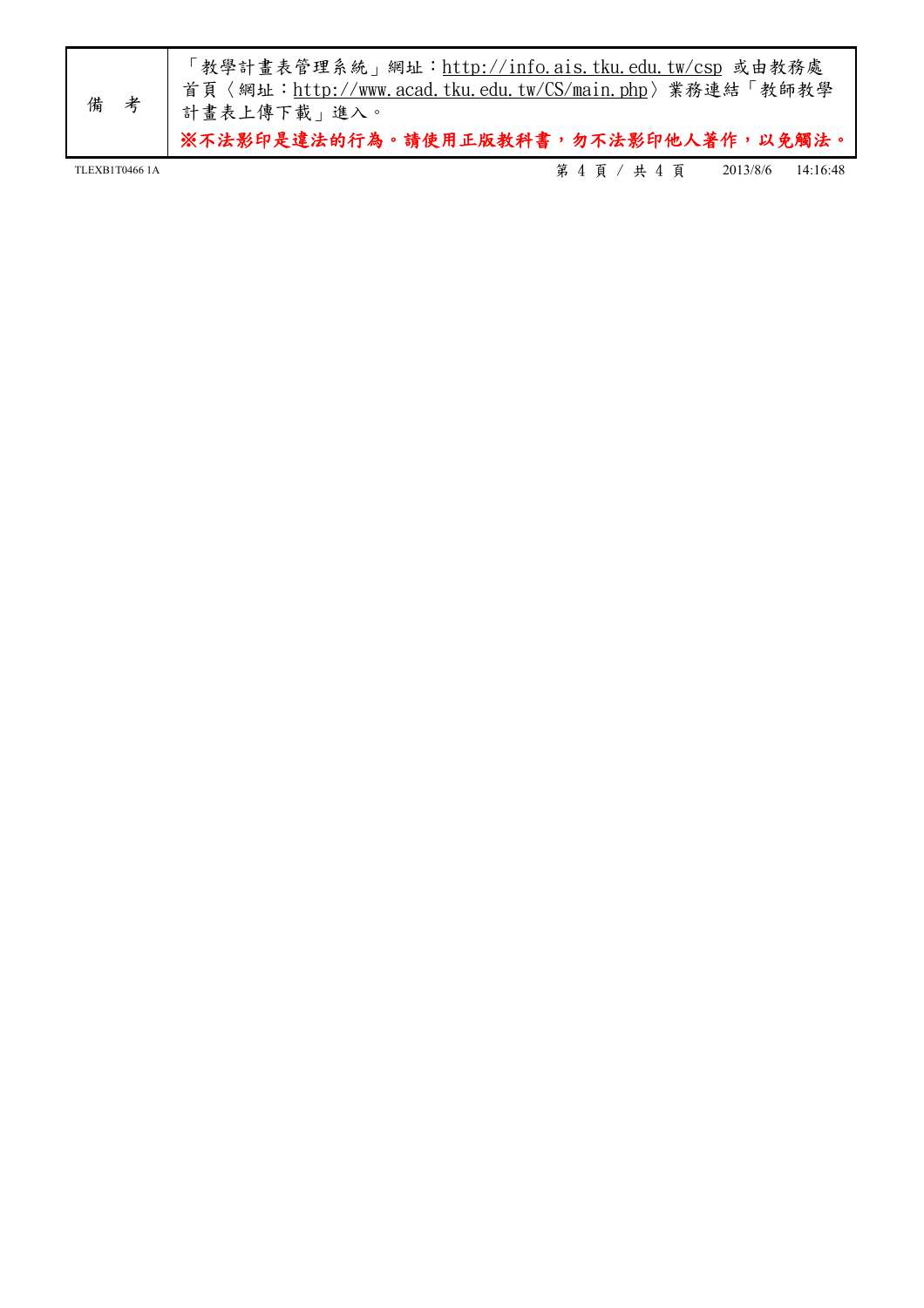| | |
|---|---|
| 備　考 | 「教學計畫表管理系統」網址：http://info.ais.tku.edu.tw/csp 或由教務處首頁〈網址：http://www.acad.tku.edu.tw/CS/main.php〉業務連結「教師教學計畫表上傳下載」進入。<br>**※不法影印是違法的行為。請使用正版教科書，勿不法影印他人著作，以免觸法。** |

TLEXB1T0466 1A　　2013/8/6　14:16:48